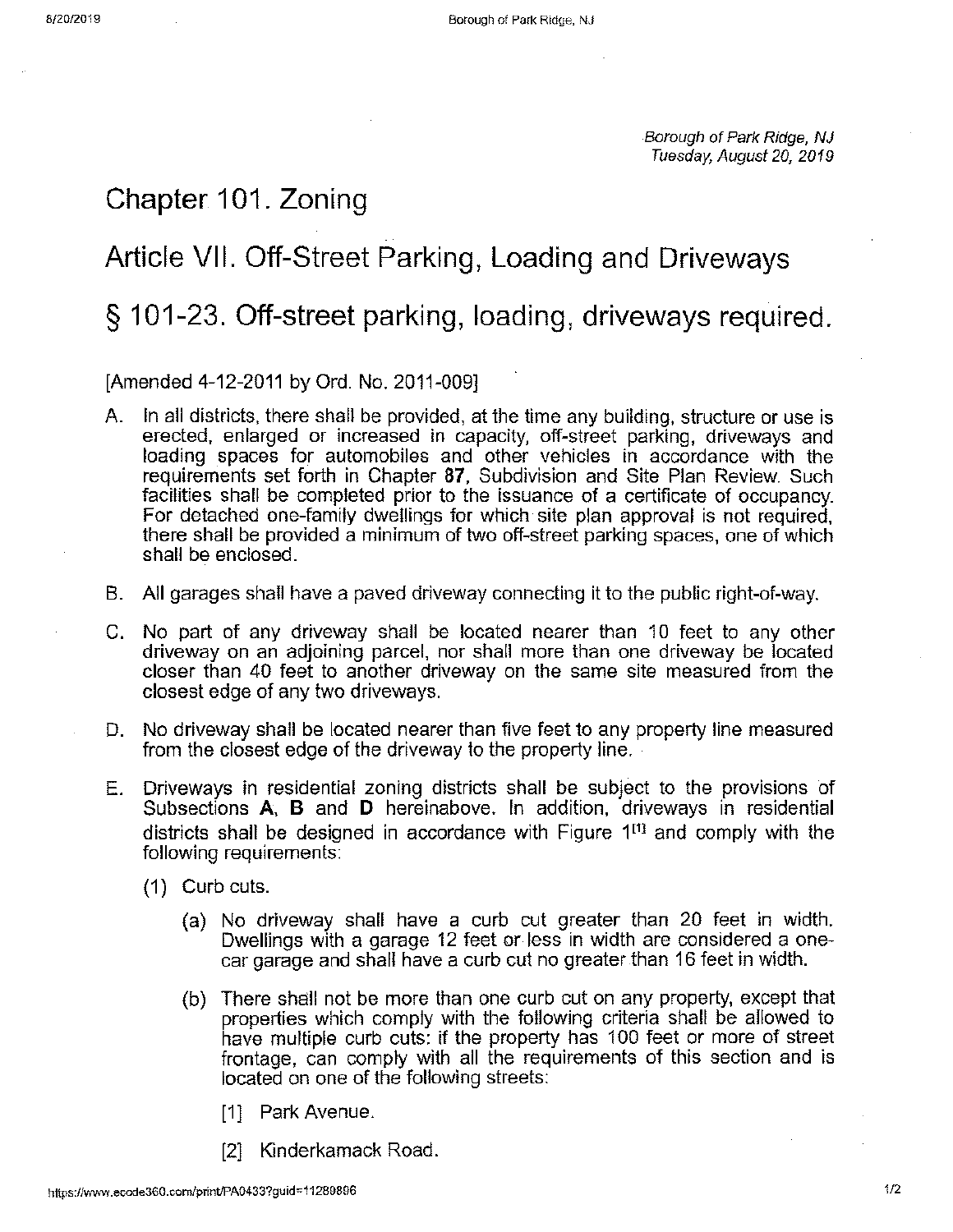*Borough of Park Ridge, NJ*
*Tuesday, August 20, 2019*

# Chapter 101. Zoning

# Article VII. Off-Street Parking, Loading and Driveways

# § 101-23. Off-street parking, loading, driveways required.

[Amended 4-12-2011 by Ord. No. 2011-009]

A. In all districts, there shall be provided, at the time any building, structure or use is erected, enlarged or increased in capacity, off-street parking, driveways and loading spaces for automobiles and other vehicles in accordance with the requirements set forth in Chapter **87**, Subdivision and Site Plan Review. Such facilities shall be completed prior to the issuance of a certificate of occupancy. For detached one-family dwellings for which site plan approval is not required, there shall be provided a minimum of two off-street parking spaces, one of which shall be enclosed.

B. All garages shall have a paved driveway connecting it to the public right-of-way.

C. No part of any driveway shall be located nearer than 10 feet to any other driveway on an adjoining parcel, nor shall more than one driveway be located closer than 40 feet to another driveway on the same site measured from the closest edge of any two driveways.

D. No driveway shall be located nearer than five feet to any property line measured from the closest edge of the driveway to the property line.

E. Driveways in residential zoning districts shall be subject to the provisions of Subsections **A**, **B** and **D** hereinabove. In addition, driveways in residential districts shall be designed in accordance with Figure 1[1] and comply with the following requirements:

  (1) Curb cuts.

    (a) No driveway shall have a curb cut greater than 20 feet in width. Dwellings with a garage 12 feet or less in width are considered a one-car garage and shall have a curb cut no greater than 16 feet in width.

    (b) There shall not be more than one curb cut on any property, except that properties which comply with the following criteria shall be allowed to have multiple curb cuts: if the property has 100 feet or more of street frontage, can comply with all the requirements of this section and is located on one of the following streets:

      [1] Park Avenue.

      [2] Kinderkamack Road.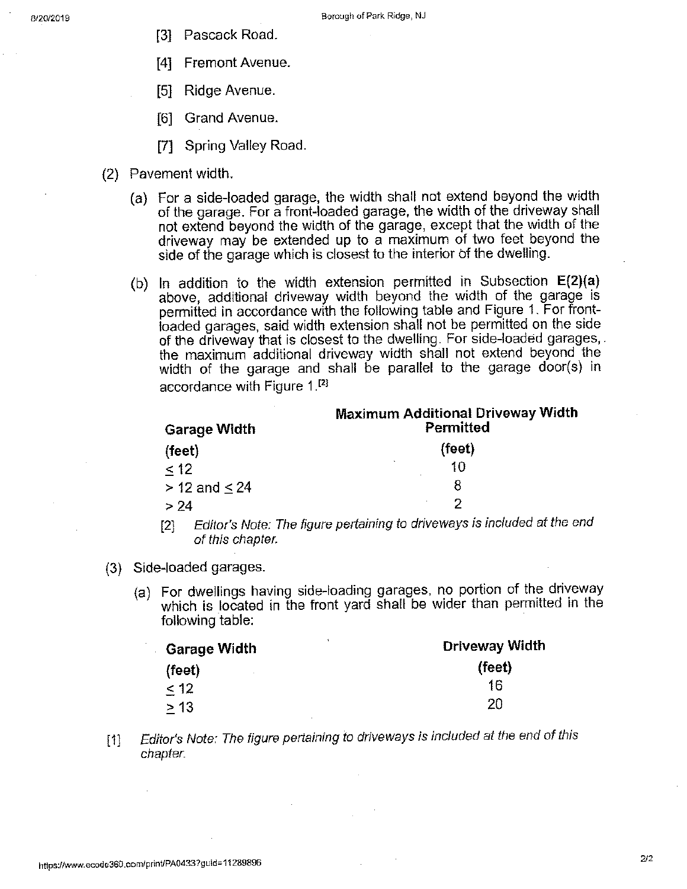[3] Pascack Road.

[4] Fremont Avenue.

[5] Ridge Avenue.

[6] Grand Avenue.

[7] Spring Valley Road.

(2) Pavement width.

(a) For a side-loaded garage, the width shall not extend beyond the width of the garage. For a front-loaded garage, the width of the driveway shall not extend beyond the width of the garage, except that the width of the driveway may be extended up to a maximum of two feet beyond the side of the garage which is closest to the interior of the dwelling.

(b) In addition to the width extension permitted in Subsection **E(2)(a)** above, additional driveway width beyond the width of the garage is permitted in accordance with the following table and Figure 1. For front-loaded garages, said width extension shall not be permitted on the side of the driveway that is closest to the dwelling. For side-loaded garages, the maximum additional driveway width shall not extend beyond the width of the garage and shall be parallel to the garage door(s) in accordance with Figure 1.[2]

| Garage Width (feet) | Maximum Additional Driveway Width Permitted (feet) |
|---|---|
| ≤ 12 | 10 |
| > 12 and ≤ 24 | 8 |
| > 24 | 2 |

[2] *Editor's Note: The figure pertaining to driveways is included at the end of this chapter.*

(3) Side-loaded garages.

(a) For dwellings having side-loading garages, no portion of the driveway which is located in the front yard shall be wider than permitted in the following table:

| Garage Width (feet) | Driveway Width (feet) |
|---|---|
| ≤ 12 | 16 |
| ≥ 13 | 20 |

[1] *Editor's Note: The figure pertaining to driveways is included at the end of this chapter.*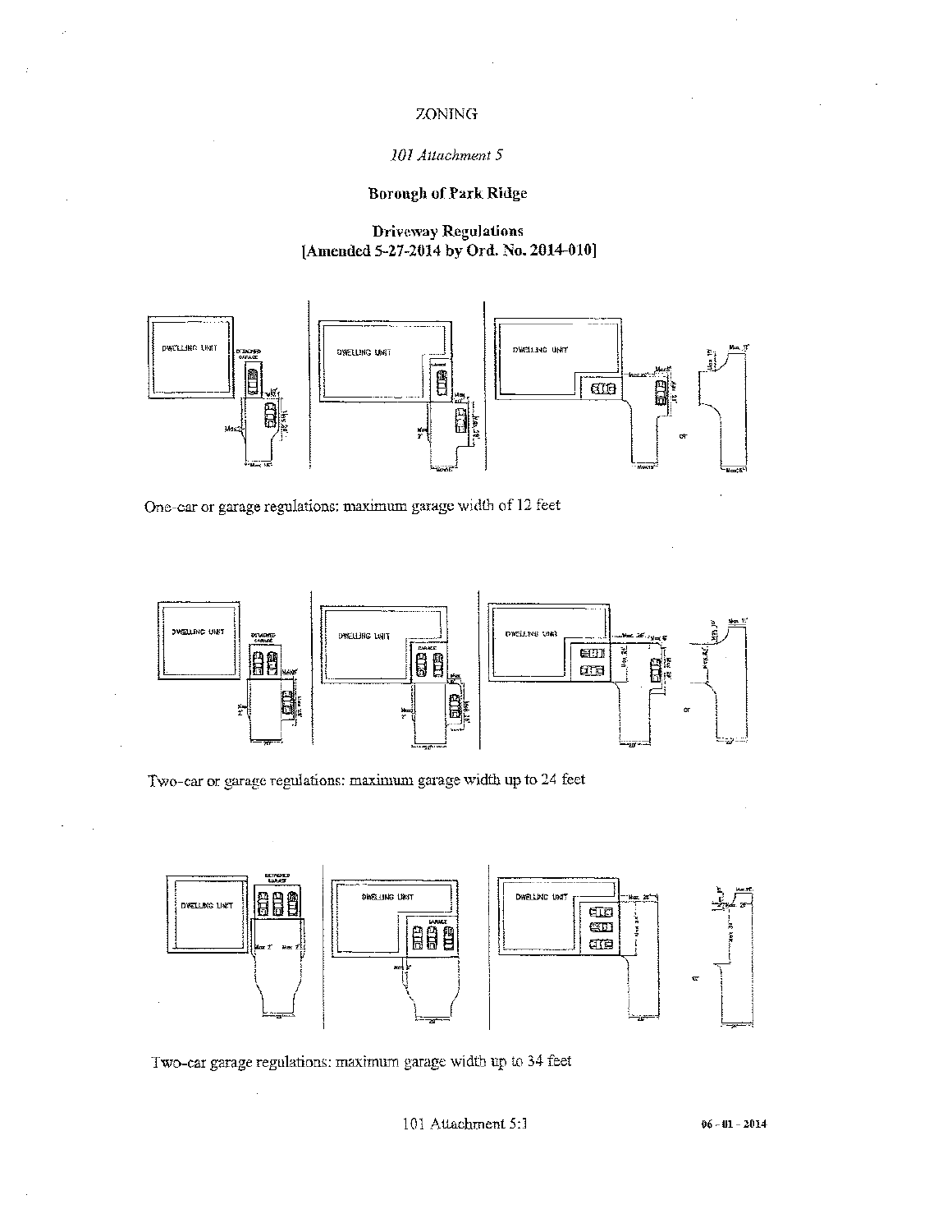ZONING

*101 Attachment 5*

**Borough of Park Ridge**

**Driveway Regulations**
**[Amended 5-27-2014 by Ord. No. 2014-010]**

One-car or garage regulations: maximum garage width of 12 feet

Two-car or garage regulations: maximum garage width up to 24 feet

Two-car garage regulations: maximum garage width up to 34 feet